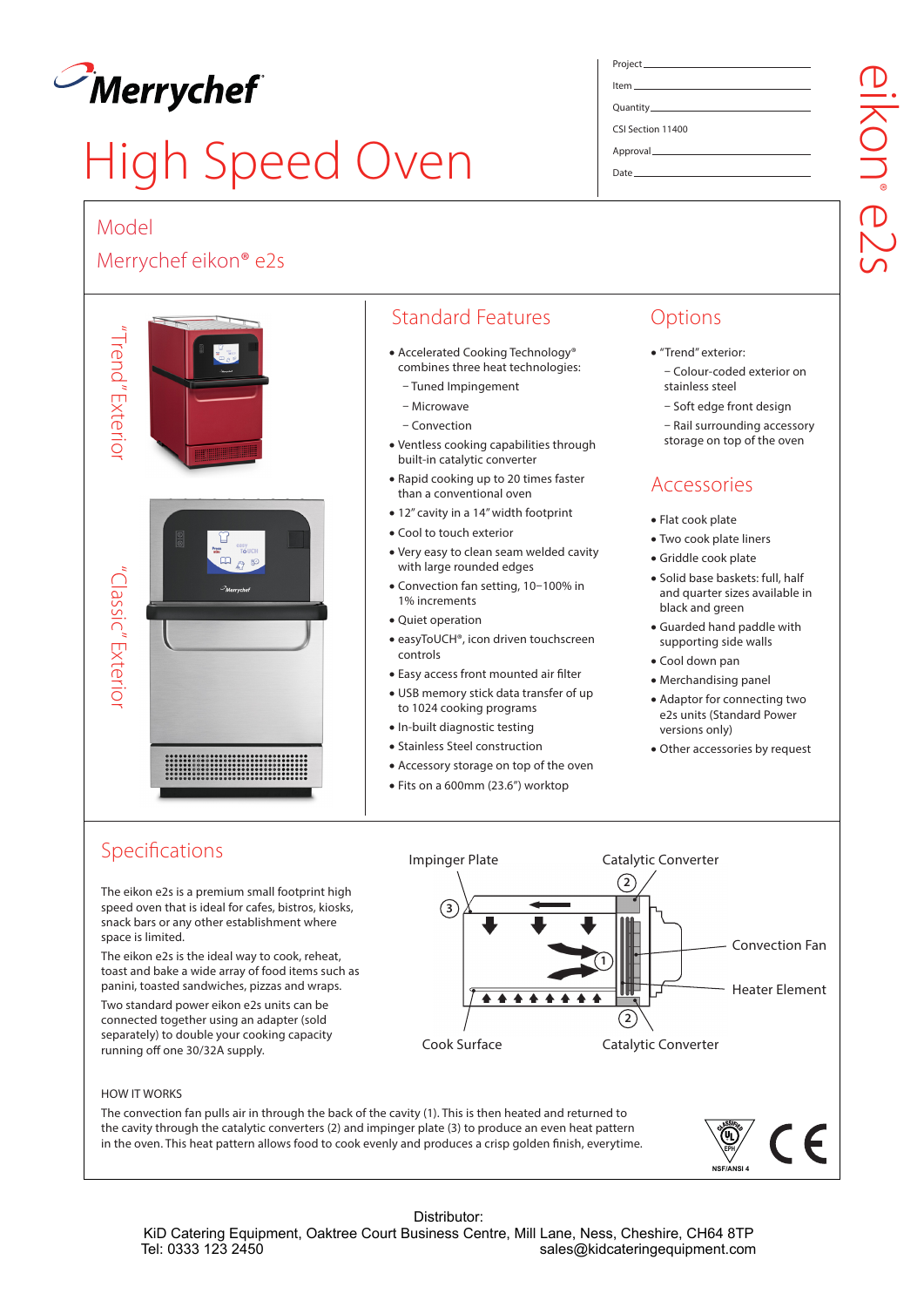Merrychef

# High Speed Oven

Project

Item

Quantity

CSI Section 11400

Approval

Date

eikon® e2s

## Model

Merrychef eikon® e2s

"Trend" Exterior

"Classic" Exterior

## Standard Features

- Accelerated Cooking Technology® combines three heat technologies:
  - Tuned Impingement
  - Microwave
  - Convection
- Ventless cooking capabilities through built-in catalytic converter
- Rapid cooking up to 20 times faster than a conventional oven
- 12" cavity in a 14" width footprint
- Cool to touch exterior
- Very easy to clean seam welded cavity with large rounded edges
- Convection fan setting, 10–100% in 1% increments
- Quiet operation
- easyToUCH®, icon driven touchscreen controls
- Easy access front mounted air filter
- USB memory stick data transfer of up to 1024 cooking programs
- In-built diagnostic testing
- Stainless Steel construction
- Accessory storage on top of the oven
- Fits on a 600mm (23.6") worktop

## Options

- "Trend" exterior:
  - Colour-coded exterior on stainless steel
  - Soft edge front design
  - Rail surrounding accessory storage on top of the oven

## Accessories

- Flat cook plate
- Two cook plate liners
- Griddle cook plate
- Solid base baskets: full, half and quarter sizes available in black and green
- Guarded hand paddle with supporting side walls
- Cool down pan
- Merchandising panel
- Adaptor for connecting two e2s units (Standard Power versions only)
- Other accessories by request

## Specifications

The eikon e2s is a premium small footprint high speed oven that is ideal for cafes, bistros, kiosks, snack bars or any other establishment where space is limited.

The eikon e2s is the ideal way to cook, reheat, toast and bake a wide array of food items such as panini, toasted sandwiches, pizzas and wraps.

Two standard power eikon e2s units can be connected together using an adapter (sold separately) to double your cooking capacity running off one 30/32A supply.

Impinger Plate (3) — Catalytic Converter (2) — Convection Fan (1) — Heater Element — Cook Surface — Catalytic Converter (2)

HOW IT WORKS

The convection fan pulls air in through the back of the cavity (1). This is then heated and returned to the cavity through the catalytic converters (2) and impinger plate (3) to produce an even heat pattern in the oven. This heat pattern allows food to cook evenly and produces a crisp golden finish, everytime.

Classified UL EPH NSF/ANSI 4 — CE

Distributor:

KiD Catering Equipment, Oaktree Court Business Centre, Mill Lane, Ness, Cheshire, CH64 8TP

Tel: 0333 123 2450 sales@kidcateringequipment.com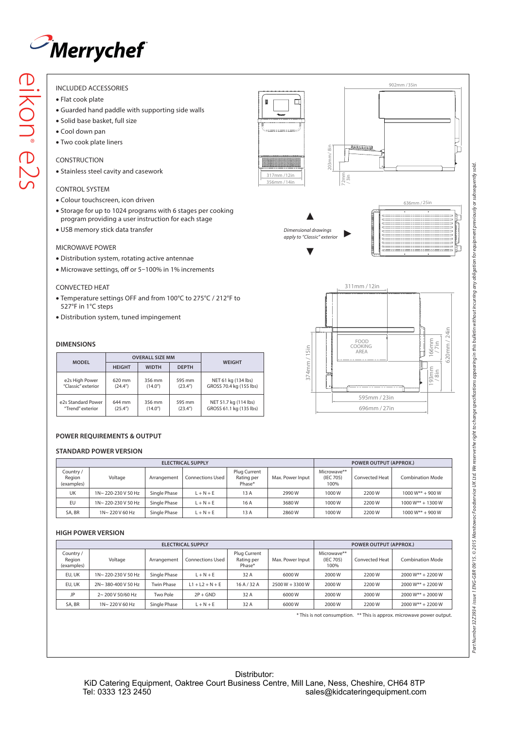# Merrychef

eikon® e2s

INCLUDED ACCESSORIES

- Flat cook plate
- Guarded hand paddle with supporting side walls
- Solid base basket, full size
- Cool down pan
- Two cook plate liners

CONSTRUCTION

- Stainless steel cavity and casework

CONTROL SYSTEM

- Colour touchscreen, icon driven
- Storage for up to 1024 programs with 6 stages per cooking program providing a user instruction for each stage
- USB memory stick data transfer

MICROWAVE POWER

- Distribution system, rotating active antennae
- Microwave settings, off or 5–100% in 1% increments

CONVECTED HEAT

- Temperature settings OFF and from 100°C to 275°C / 212°F to 527°F in 1°C steps
- Distribution system, tuned impingement

902mm / 35in

203mm/ 8in

72mm / 3in

317mm / 12in

356mm / 14in

636mm / 25in

*Dimensional drawings apply to "Classic" exterior*

311mm / 12in

FOOD COOKING AREA

374mm / 15in

166mm / 7in

193mm / 8in

620mm / 24in

595mm / 23in

696mm / 27in

## DIMENSIONS

| MODEL | OVERALL SIZE MM | | | WEIGHT |
|---|---|---|---|---|
| | HEIGHT | WIDTH | DEPTH | |
| e2s High Power "Classic" exterior | 620 mm (24.4") | 356 mm (14.0") | 595 mm (23.4") | NET 61 kg (134 lbs) GROSS 70.4 kg (155 lbs) |
| e2s Standard Power "Trend" exterior | 644 mm (25.4") | 356 mm (14.0") | 595 mm (23.4") | NET 51.7 kg (114 lbs) GROSS 61.1 kg (135 lbs) |

## POWER REQUIREMENTS & OUTPUT

### STANDARD POWER VERSION

| ELECTRICAL SUPPLY | | | | | | POWER OUTPUT (APPROX.) | | |
|---|---|---|---|---|---|---|---|---|
| Country / Region (examples) | Voltage | Arrangement | Connections Used | Plug Current Rating per Phase* | Max. Power Input | Microwave** (IEC 705) 100% | Convected Heat | Combination Mode |
| UK | 1N~ 220-230 V 50 Hz | Single Phase | L + N + E | 13 A | 2990 W | 1000 W | 2200 W | 1000 W** + 900 W |
| EU | 1N~ 220-230 V 50 Hz | Single Phase | L + N + E | 16 A | 3680 W | 1000 W | 2200 W | 1000 W** + 1300 W |
| SA, BR | 1N~ 220 V 60 Hz | Single Phase | L + N + E | 13 A | 2860 W | 1000 W | 2200 W | 1000 W** + 900 W |

### HIGH POWER VERSION

| ELECTRICAL SUPPLY | | | | | | POWER OUTPUT (APPROX.) | | |
|---|---|---|---|---|---|---|---|---|
| Country / Region (examples) | Voltage | Arrangement | Connections Used | Plug Current Rating per Phase* | Max. Power Input | Microwave** (IEC 705) 100% | Convected Heat | Combination Mode |
| EU, UK | 1N~ 220-230 V 50 Hz | Single Phase | L + N + E | 32 A | 6000 W | 2000 W | 2200 W | 2000 W** + 2200 W |
| EU, UK | 2N~ 380-400 V 50 Hz | Twin Phase | L1 + L2 + N + E | 16 A / 32 A | 2500 W + 3300 W | 2000 W | 2200 W | 2000 W** + 2200 W |
| JP | 2~ 200 V 50/60 Hz | Two Pole | 2P + GND | 32 A | 6000 W | 2000 W | 2000 W | 2000 W** + 2000 W |
| SA, BR | 1N~ 220 V 60 Hz | Single Phase | L + N + E | 32 A | 6000 W | 2000 W | 2200 W | 2000 W** + 2200 W |

* This is not consumption. ** This is approx. microwave power output.

*Part Number 32Z3934 issue 1 ENG-GBR 09/15. © 2015 Manitowoc Foodservice UK Ltd. We reserve the right to change specifications appearing in this bulletin without incurring any obligation for equipment previously or subsequently sold.*

Distributor:
KiD Catering Equipment, Oaktree Court Business Centre, Mill Lane, Ness, Cheshire, CH64 8TP
Tel: 0333 123 2450 sales@kidcateringequipment.com